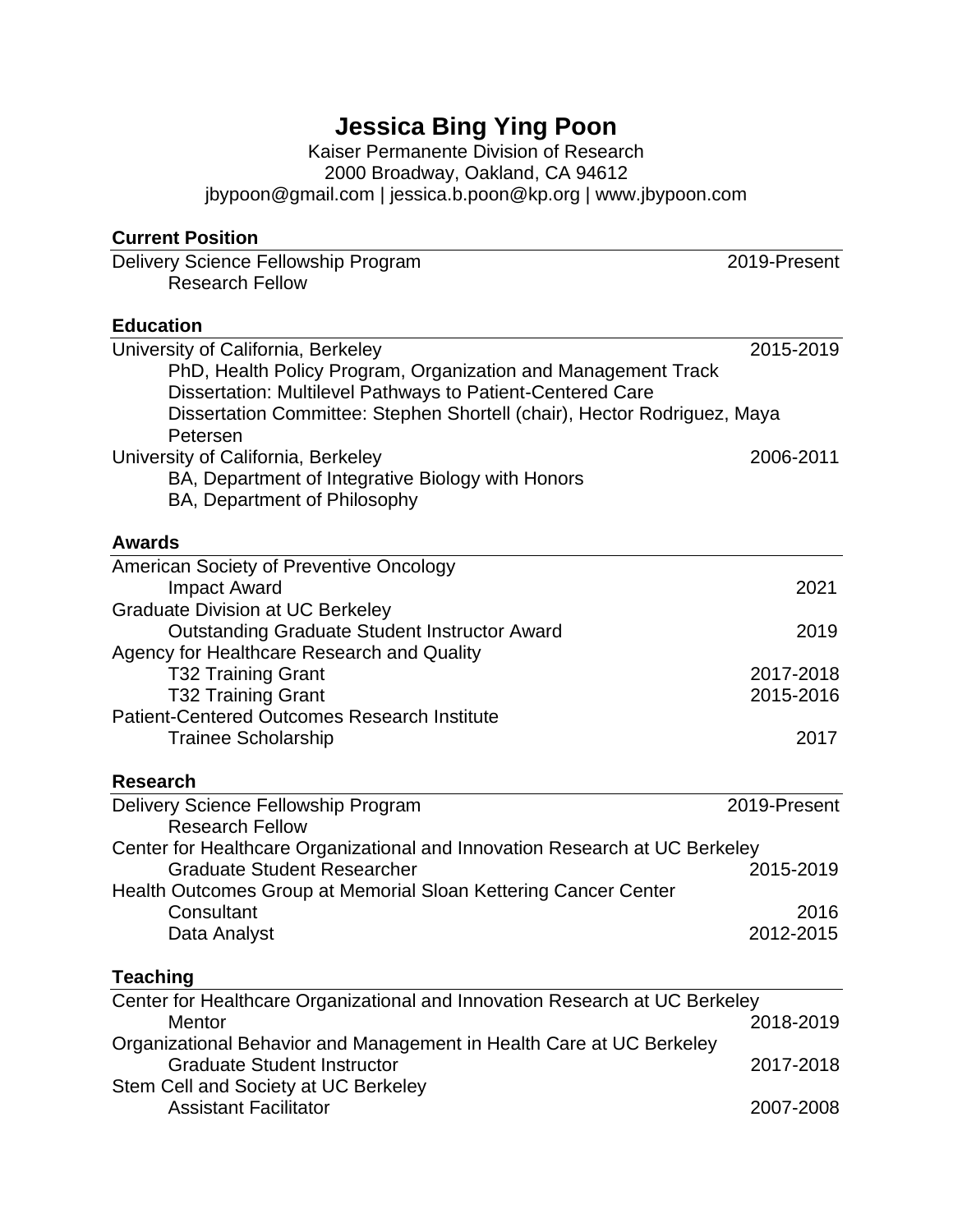# Jessica Bing Ying Poon

Kaiser Permanente Division of Research
2000 Broadway, Oakland, CA 94612
jbypoon@gmail.com | jessica.b.poon@kp.org | www.jbypoon.com

## Current Position

Delivery Science Fellowship Program — 2019-Present
    Research Fellow

## Education

University of California, Berkeley — 2015-2019
    PhD, Health Policy Program, Organization and Management Track
    Dissertation: Multilevel Pathways to Patient-Centered Care
    Dissertation Committee: Stephen Shortell (chair), Hector Rodriguez, Maya Petersen

University of California, Berkeley — 2006-2011
    BA, Department of Integrative Biology with Honors
    BA, Department of Philosophy

## Awards

American Society of Preventive Oncology
    Impact Award — 2021

Graduate Division at UC Berkeley
    Outstanding Graduate Student Instructor Award — 2019

Agency for Healthcare Research and Quality
    T32 Training Grant — 2017-2018
    T32 Training Grant — 2015-2016

Patient-Centered Outcomes Research Institute
    Trainee Scholarship — 2017

## Research

Delivery Science Fellowship Program — 2019-Present
    Research Fellow

Center for Healthcare Organizational and Innovation Research at UC Berkeley
    Graduate Student Researcher — 2015-2019

Health Outcomes Group at Memorial Sloan Kettering Cancer Center
    Consultant — 2016
    Data Analyst — 2012-2015

## Teaching

Center for Healthcare Organizational and Innovation Research at UC Berkeley
    Mentor — 2018-2019

Organizational Behavior and Management in Health Care at UC Berkeley
    Graduate Student Instructor — 2017-2018

Stem Cell and Society at UC Berkeley
    Assistant Facilitator — 2007-2008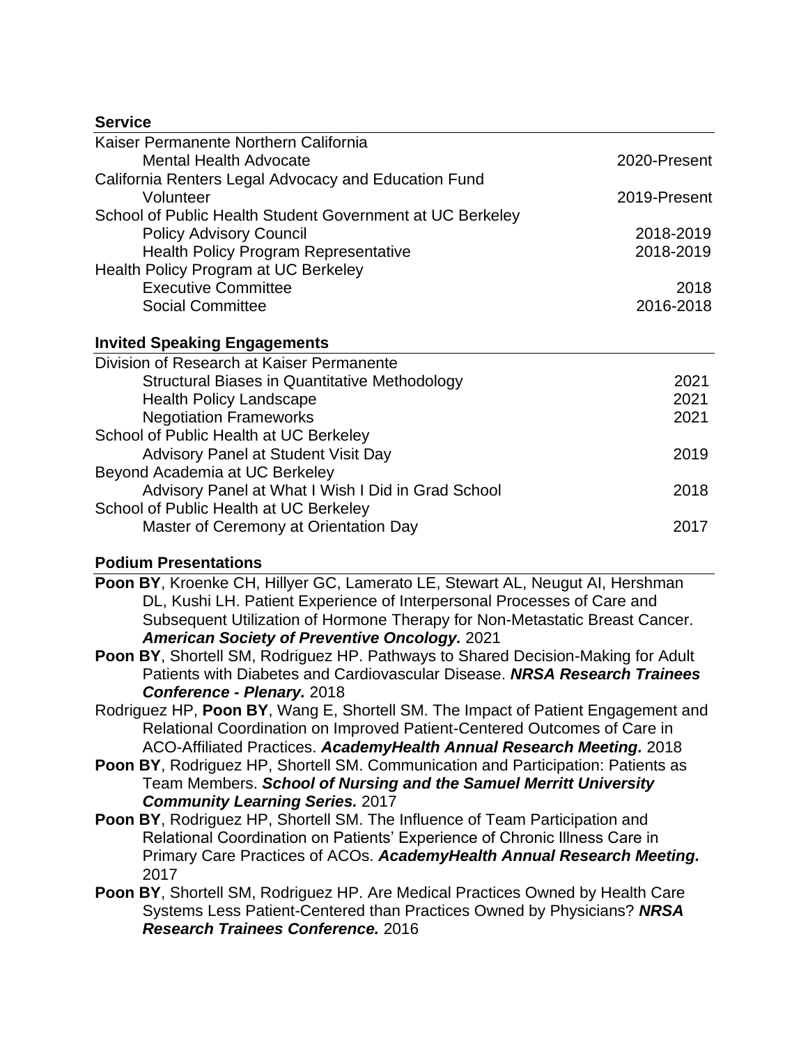## Service

Kaiser Permanente Northern California
- Mental Health Advocate — 2020-Present

California Renters Legal Advocacy and Education Fund
- Volunteer — 2019-Present

School of Public Health Student Government at UC Berkeley
- Policy Advisory Council — 2018-2019
- Health Policy Program Representative — 2018-2019

Health Policy Program at UC Berkeley
- Executive Committee — 2018
- Social Committee — 2016-2018

## Invited Speaking Engagements

Division of Research at Kaiser Permanente
- Structural Biases in Quantitative Methodology — 2021
- Health Policy Landscape — 2021
- Negotiation Frameworks — 2021

School of Public Health at UC Berkeley
- Advisory Panel at Student Visit Day — 2019

Beyond Academia at UC Berkeley
- Advisory Panel at What I Wish I Did in Grad School — 2018

School of Public Health at UC Berkeley
- Master of Ceremony at Orientation Day — 2017

## Podium Presentations

**Poon BY**, Kroenke CH, Hillyer GC, Lamerato LE, Stewart AL, Neugut AI, Hershman DL, Kushi LH. Patient Experience of Interpersonal Processes of Care and Subsequent Utilization of Hormone Therapy for Non-Metastatic Breast Cancer. ***American Society of Preventive Oncology.*** 2021

**Poon BY**, Shortell SM, Rodriguez HP. Pathways to Shared Decision-Making for Adult Patients with Diabetes and Cardiovascular Disease. ***NRSA Research Trainees Conference - Plenary.*** 2018

Rodriguez HP, **Poon BY**, Wang E, Shortell SM. The Impact of Patient Engagement and Relational Coordination on Improved Patient-Centered Outcomes of Care in ACO-Affiliated Practices. ***AcademyHealth Annual Research Meeting.*** 2018

**Poon BY**, Rodriguez HP, Shortell SM. Communication and Participation: Patients as Team Members. ***School of Nursing and the Samuel Merritt University Community Learning Series.*** 2017

**Poon BY**, Rodriguez HP, Shortell SM. The Influence of Team Participation and Relational Coordination on Patients' Experience of Chronic Illness Care in Primary Care Practices of ACOs. ***AcademyHealth Annual Research Meeting.*** 2017

**Poon BY**, Shortell SM, Rodriguez HP. Are Medical Practices Owned by Health Care Systems Less Patient-Centered than Practices Owned by Physicians? ***NRSA Research Trainees Conference.*** 2016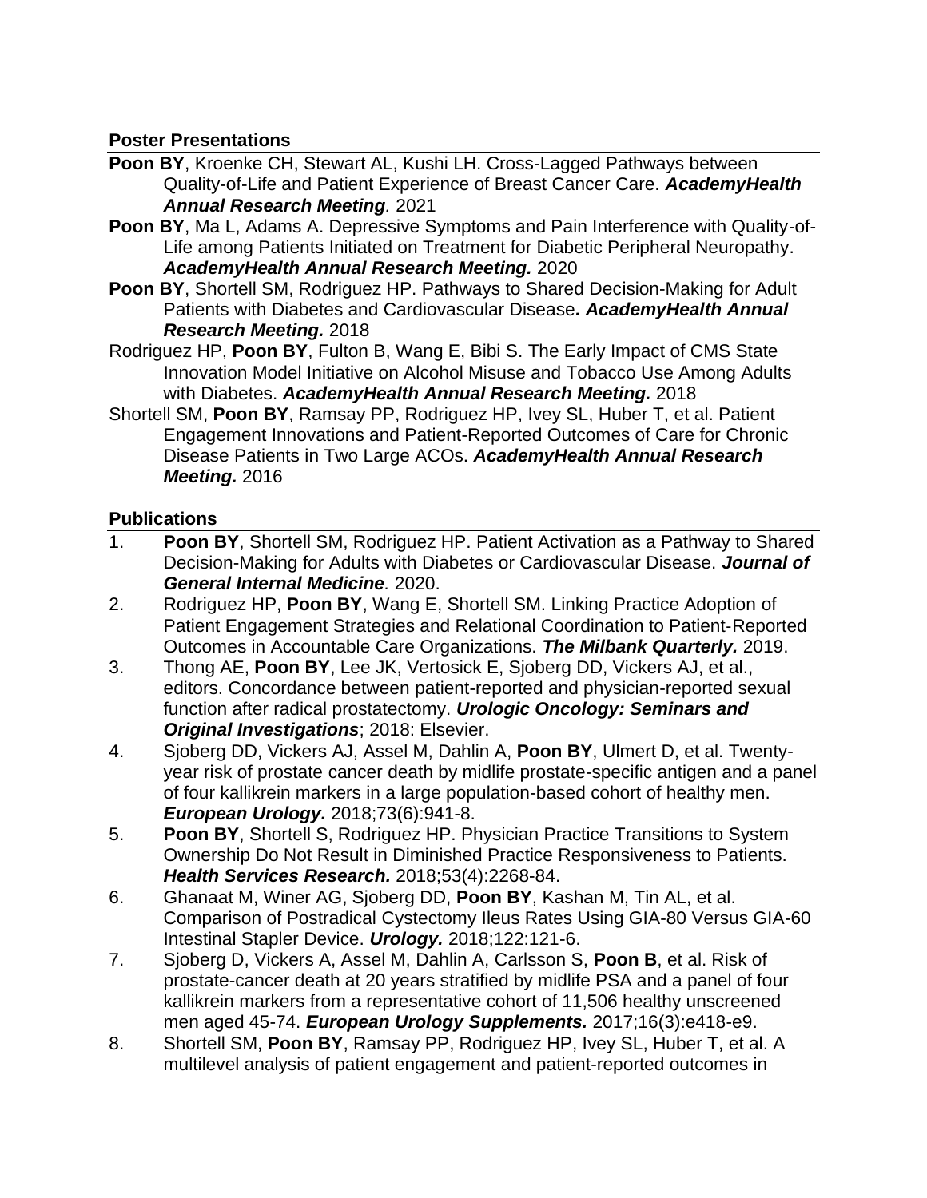### Poster Presentations

**Poon BY**, Kroenke CH, Stewart AL, Kushi LH. Cross-Lagged Pathways between Quality-of-Life and Patient Experience of Breast Cancer Care. ***AcademyHealth Annual Research Meeting***. 2021

**Poon BY**, Ma L, Adams A. Depressive Symptoms and Pain Interference with Quality-of-Life among Patients Initiated on Treatment for Diabetic Peripheral Neuropathy. ***AcademyHealth Annual Research Meeting.*** 2020

**Poon BY**, Shortell SM, Rodriguez HP. Pathways to Shared Decision-Making for Adult Patients with Diabetes and Cardiovascular Disease***. AcademyHealth Annual Research Meeting.*** 2018

Rodriguez HP, **Poon BY**, Fulton B, Wang E, Bibi S. The Early Impact of CMS State Innovation Model Initiative on Alcohol Misuse and Tobacco Use Among Adults with Diabetes. ***AcademyHealth Annual Research Meeting.*** 2018

Shortell SM, **Poon BY**, Ramsay PP, Rodriguez HP, Ivey SL, Huber T, et al. Patient Engagement Innovations and Patient-Reported Outcomes of Care for Chronic Disease Patients in Two Large ACOs. ***AcademyHealth Annual Research Meeting.*** 2016

### Publications

1. **Poon BY**, Shortell SM, Rodriguez HP. Patient Activation as a Pathway to Shared Decision-Making for Adults with Diabetes or Cardiovascular Disease. ***Journal of General Internal Medicine***. 2020.
2. Rodriguez HP, **Poon BY**, Wang E, Shortell SM. Linking Practice Adoption of Patient Engagement Strategies and Relational Coordination to Patient-Reported Outcomes in Accountable Care Organizations. ***The Milbank Quarterly.*** 2019.
3. Thong AE, **Poon BY**, Lee JK, Vertosick E, Sjoberg DD, Vickers AJ, et al., editors. Concordance between patient-reported and physician-reported sexual function after radical prostatectomy. ***Urologic Oncology: Seminars and Original Investigations***; 2018: Elsevier.
4. Sjoberg DD, Vickers AJ, Assel M, Dahlin A, **Poon BY**, Ulmert D, et al. Twenty-year risk of prostate cancer death by midlife prostate-specific antigen and a panel of four kallikrein markers in a large population-based cohort of healthy men. ***European Urology.*** 2018;73(6):941-8.
5. **Poon BY**, Shortell S, Rodriguez HP. Physician Practice Transitions to System Ownership Do Not Result in Diminished Practice Responsiveness to Patients. ***Health Services Research.*** 2018;53(4):2268-84.
6. Ghanaat M, Winer AG, Sjoberg DD, **Poon BY**, Kashan M, Tin AL, et al. Comparison of Postradical Cystectomy Ileus Rates Using GIA-80 Versus GIA-60 Intestinal Stapler Device. ***Urology.*** 2018;122:121-6.
7. Sjoberg D, Vickers A, Assel M, Dahlin A, Carlsson S, **Poon B**, et al. Risk of prostate-cancer death at 20 years stratified by midlife PSA and a panel of four kallikrein markers from a representative cohort of 11,506 healthy unscreened men aged 45-74. ***European Urology Supplements.*** 2017;16(3):e418-e9.
8. Shortell SM, **Poon BY**, Ramsay PP, Rodriguez HP, Ivey SL, Huber T, et al. A multilevel analysis of patient engagement and patient-reported outcomes in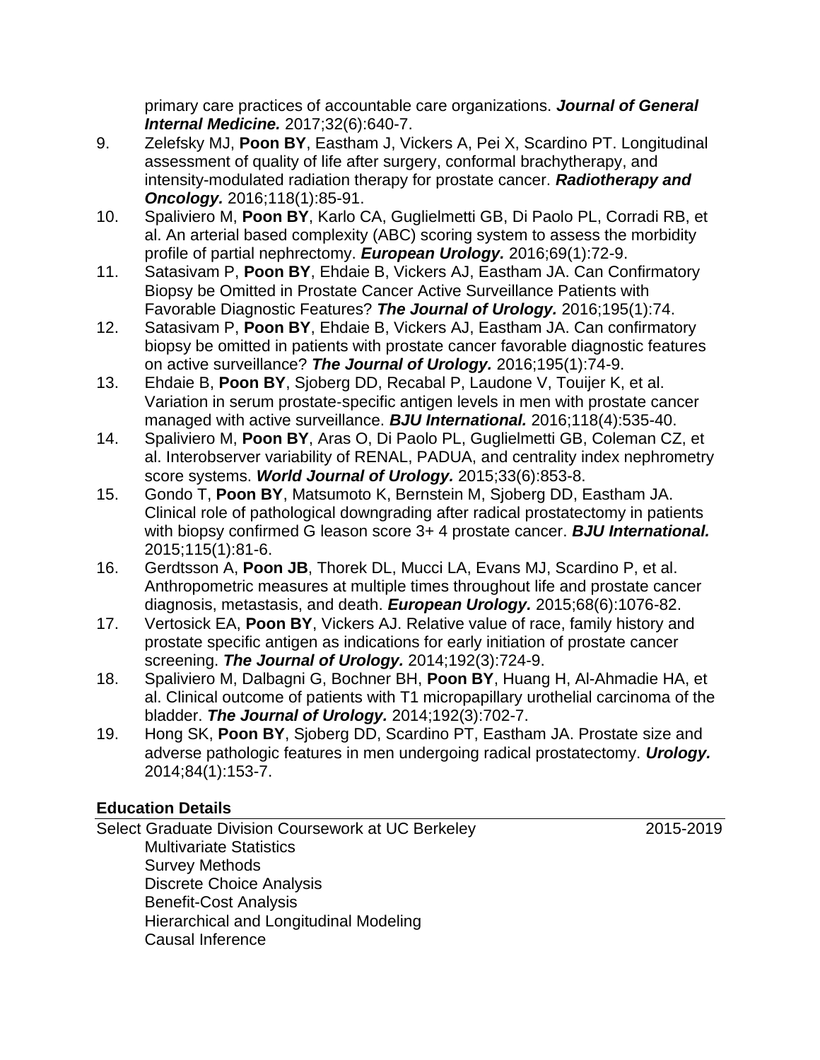primary care practices of accountable care organizations. ***Journal of General Internal Medicine.*** 2017;32(6):640-7.

9. Zelefsky MJ, **Poon BY**, Eastham J, Vickers A, Pei X, Scardino PT. Longitudinal assessment of quality of life after surgery, conformal brachytherapy, and intensity-modulated radiation therapy for prostate cancer. ***Radiotherapy and Oncology.*** 2016;118(1):85-91.
10. Spaliviero M, **Poon BY**, Karlo CA, Guglielmetti GB, Di Paolo PL, Corradi RB, et al. An arterial based complexity (ABC) scoring system to assess the morbidity profile of partial nephrectomy. ***European Urology.*** 2016;69(1):72-9.
11. Satasivam P, **Poon BY**, Ehdaie B, Vickers AJ, Eastham JA. Can Confirmatory Biopsy be Omitted in Prostate Cancer Active Surveillance Patients with Favorable Diagnostic Features? ***The Journal of Urology.*** 2016;195(1):74.
12. Satasivam P, **Poon BY**, Ehdaie B, Vickers AJ, Eastham JA. Can confirmatory biopsy be omitted in patients with prostate cancer favorable diagnostic features on active surveillance? ***The Journal of Urology.*** 2016;195(1):74-9.
13. Ehdaie B, **Poon BY**, Sjoberg DD, Recabal P, Laudone V, Touijer K, et al. Variation in serum prostate-specific antigen levels in men with prostate cancer managed with active surveillance. ***BJU International.*** 2016;118(4):535-40.
14. Spaliviero M, **Poon BY**, Aras O, Di Paolo PL, Guglielmetti GB, Coleman CZ, et al. Interobserver variability of RENAL, PADUA, and centrality index nephrometry score systems. ***World Journal of Urology.*** 2015;33(6):853-8.
15. Gondo T, **Poon BY**, Matsumoto K, Bernstein M, Sjoberg DD, Eastham JA. Clinical role of pathological downgrading after radical prostatectomy in patients with biopsy confirmed G leason score 3+ 4 prostate cancer. ***BJU International.*** 2015;115(1):81-6.
16. Gerdtsson A, **Poon JB**, Thorek DL, Mucci LA, Evans MJ, Scardino P, et al. Anthropometric measures at multiple times throughout life and prostate cancer diagnosis, metastasis, and death. ***European Urology.*** 2015;68(6):1076-82.
17. Vertosick EA, **Poon BY**, Vickers AJ. Relative value of race, family history and prostate specific antigen as indications for early initiation of prostate cancer screening. ***The Journal of Urology.*** 2014;192(3):724-9.
18. Spaliviero M, Dalbagni G, Bochner BH, **Poon BY**, Huang H, Al-Ahmadie HA, et al. Clinical outcome of patients with T1 micropapillary urothelial carcinoma of the bladder. ***The Journal of Urology.*** 2014;192(3):702-7.
19. Hong SK, **Poon BY**, Sjoberg DD, Scardino PT, Eastham JA. Prostate size and adverse pathologic features in men undergoing radical prostatectomy. ***Urology.*** 2014;84(1):153-7.

## Education Details

Select Graduate Division Coursework at UC Berkeley 2015-2019

- Multivariate Statistics
- Survey Methods
- Discrete Choice Analysis
- Benefit-Cost Analysis
- Hierarchical and Longitudinal Modeling
- Causal Inference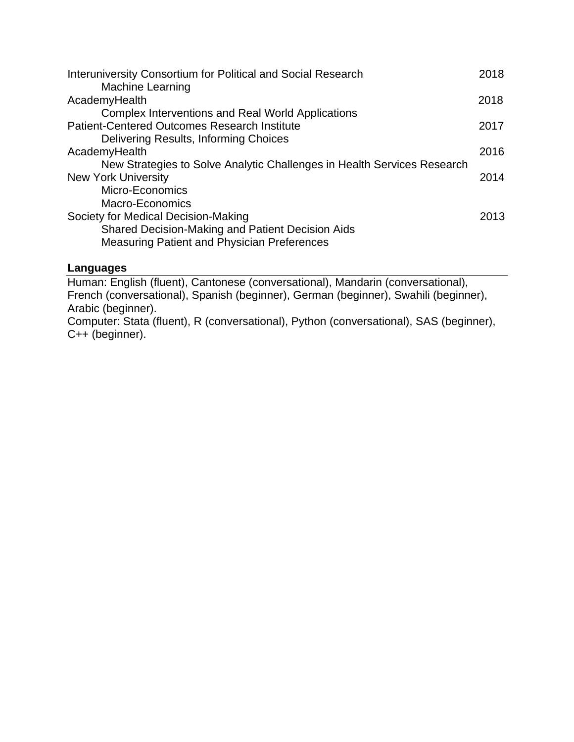Interuniversity Consortium for Political and Social Research 2018
    Machine Learning

AcademyHealth 2018
    Complex Interventions and Real World Applications

Patient-Centered Outcomes Research Institute 2017
    Delivering Results, Informing Choices

AcademyHealth 2016
    New Strategies to Solve Analytic Challenges in Health Services Research

New York University 2014
    Micro-Economics
    Macro-Economics

Society for Medical Decision-Making 2013
    Shared Decision-Making and Patient Decision Aids
    Measuring Patient and Physician Preferences

**Languages**

Human: English (fluent), Cantonese (conversational), Mandarin (conversational), French (conversational), Spanish (beginner), German (beginner), Swahili (beginner), Arabic (beginner).

Computer: Stata (fluent), R (conversational), Python (conversational), SAS (beginner), C++ (beginner).